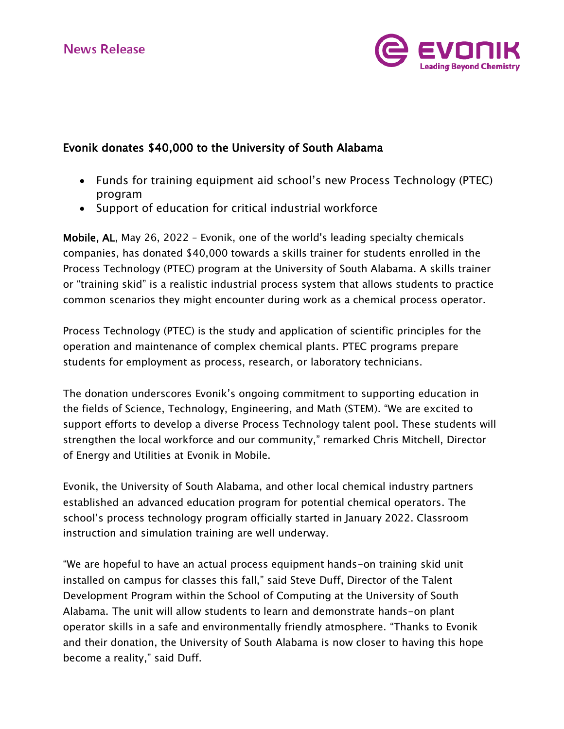News Release

## Evonik donates $40,000 to the University of South Alabama

- Funds for training equipment aid school's new Process Technology (PTEC) program
- Support of education for critical industrial workforce

**Mobile, AL**, May 26, 2022 – Evonik, one of the world's leading specialty chemicals companies, has donated $40,000 towards a skills trainer for students enrolled in the Process Technology (PTEC) program at the University of South Alabama. A skills trainer or "training skid" is a realistic industrial process system that allows students to practice common scenarios they might encounter during work as a chemical process operator.

Process Technology (PTEC) is the study and application of scientific principles for the operation and maintenance of complex chemical plants. PTEC programs prepare students for employment as process, research, or laboratory technicians.

The donation underscores Evonik's ongoing commitment to supporting education in the fields of Science, Technology, Engineering, and Math (STEM). "We are excited to support efforts to develop a diverse Process Technology talent pool. These students will strengthen the local workforce and our community," remarked Chris Mitchell, Director of Energy and Utilities at Evonik in Mobile.

Evonik, the University of South Alabama, and other local chemical industry partners established an advanced education program for potential chemical operators. The school's process technology program officially started in January 2022. Classroom instruction and simulation training are well underway.

"We are hopeful to have an actual process equipment hands-on training skid unit installed on campus for classes this fall," said Steve Duff, Director of the Talent Development Program within the School of Computing at the University of South Alabama. The unit will allow students to learn and demonstrate hands-on plant operator skills in a safe and environmentally friendly atmosphere. "Thanks to Evonik and their donation, the University of South Alabama is now closer to having this hope become a reality," said Duff.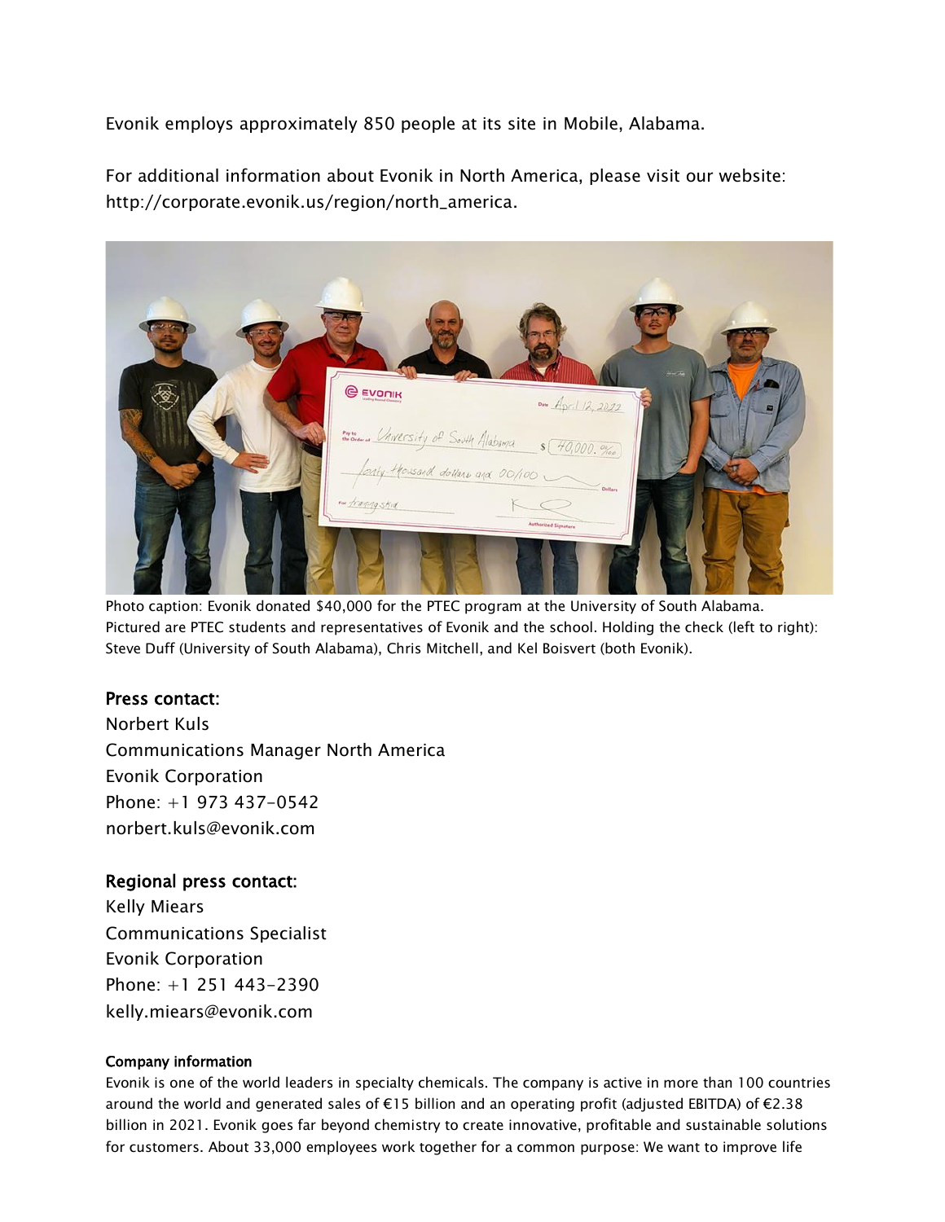Evonik employs approximately 850 people at its site in Mobile, Alabama.

For additional information about Evonik in North America, please visit our website: http://corporate.evonik.us/region/north_america.

Photo caption: Evonik donated $40,000 for the PTEC program at the University of South Alabama. Pictured are PTEC students and representatives of Evonik and the school. Holding the check (left to right): Steve Duff (University of South Alabama), Chris Mitchell, and Kel Boisvert (both Evonik).

## Press contact:

Norbert Kuls
Communications Manager North America
Evonik Corporation
Phone: +1 973 437-0542
norbert.kuls@evonik.com

## Regional press contact:

Kelly Miears
Communications Specialist
Evonik Corporation
Phone: +1 251 443-2390
kelly.miears@evonik.com

### Company information

Evonik is one of the world leaders in specialty chemicals. The company is active in more than 100 countries around the world and generated sales of €15 billion and an operating profit (adjusted EBITDA) of €2.38 billion in 2021. Evonik goes far beyond chemistry to create innovative, profitable and sustainable solutions for customers. About 33,000 employees work together for a common purpose: We want to improve life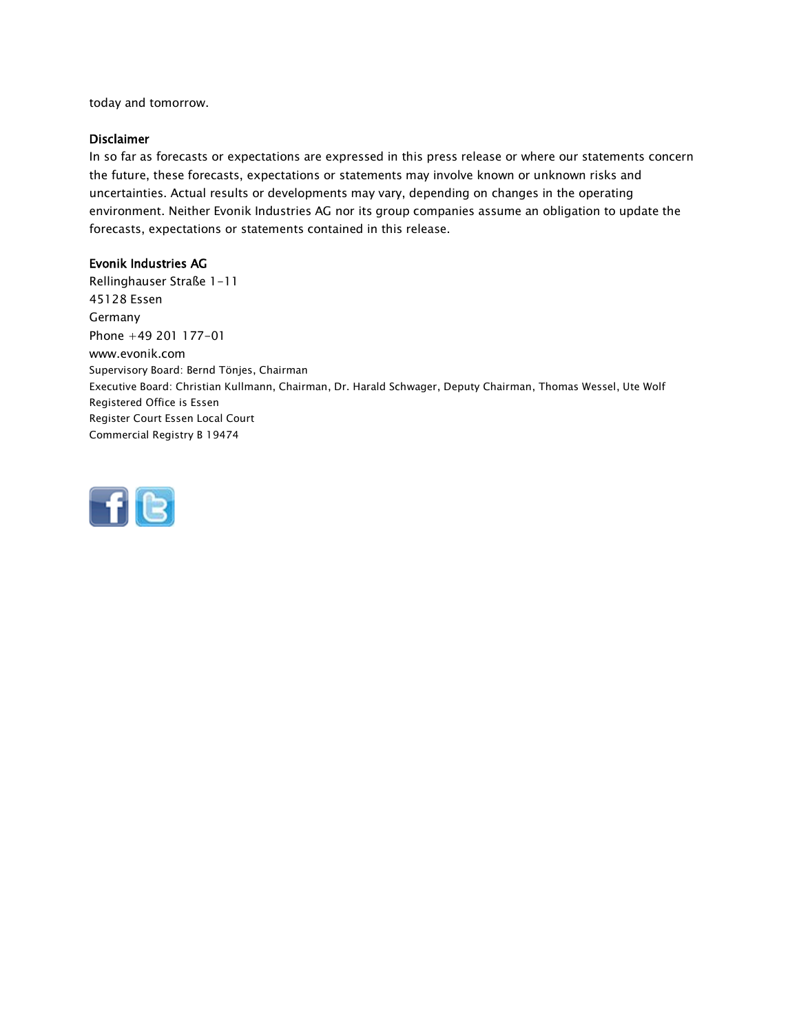today and tomorrow.

**Disclaimer**

In so far as forecasts or expectations are expressed in this press release or where our statements concern the future, these forecasts, expectations or statements may involve known or unknown risks and uncertainties. Actual results or developments may vary, depending on changes in the operating environment. Neither Evonik Industries AG nor its group companies assume an obligation to update the forecasts, expectations or statements contained in this release.

**Evonik Industries AG**

Rellinghauser Straße 1-11
45128 Essen
Germany
Phone +49 201 177-01
www.evonik.com
Supervisory Board: Bernd Tönjes, Chairman
Executive Board: Christian Kullmann, Chairman, Dr. Harald Schwager, Deputy Chairman, Thomas Wessel, Ute Wolf
Registered Office is Essen
Register Court Essen Local Court
Commercial Registry B 19474